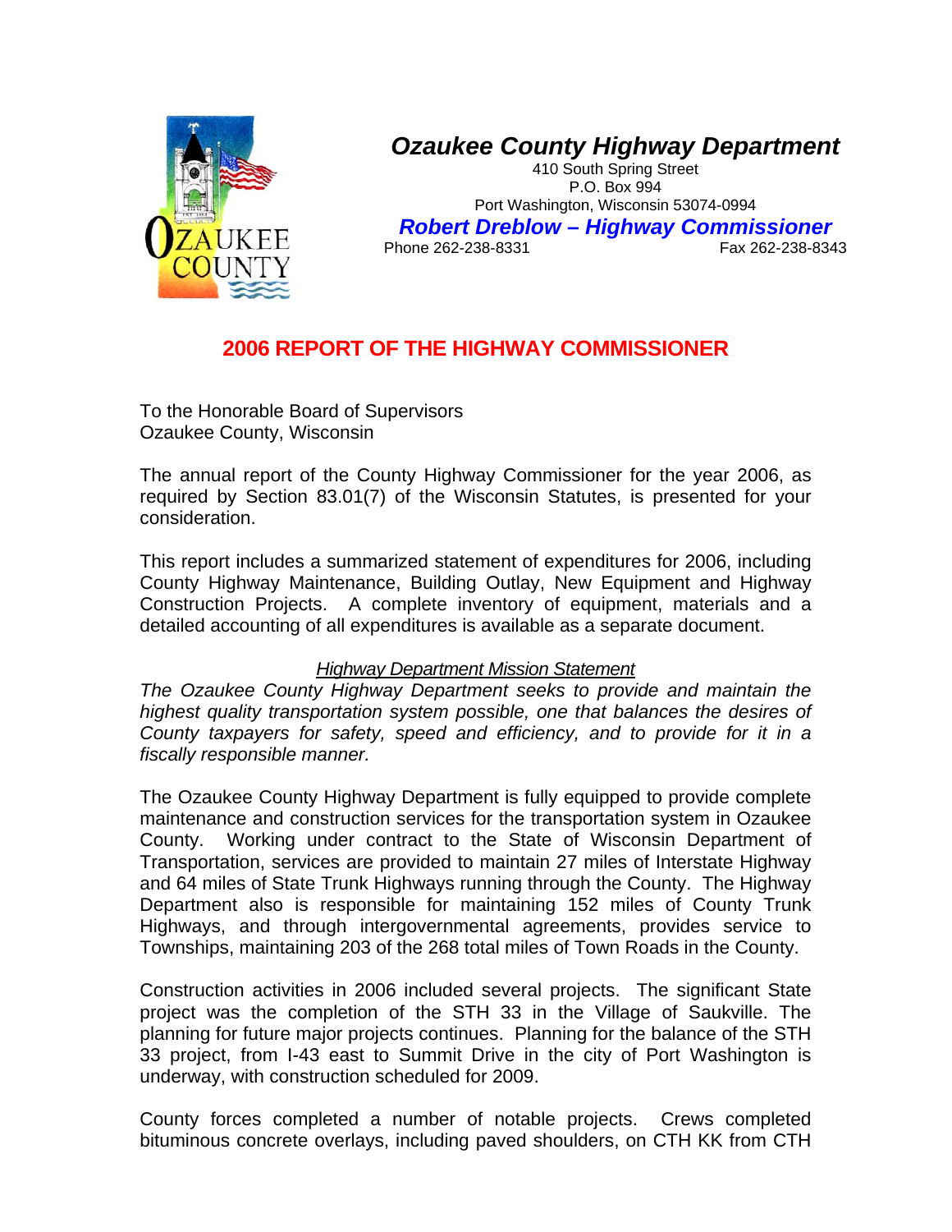# Ozaukee County Highway Department

410 South Spring Street
P.O. Box 994
Port Washington, Wisconsin 53074-0994

***Robert Dreblow – Highway Commissioner***

Phone 262-238-8331 Fax 262-238-8343

## 2006 REPORT OF THE HIGHWAY COMMISSIONER

To the Honorable Board of Supervisors
Ozaukee County, Wisconsin

The annual report of the County Highway Commissioner for the year 2006, as required by Section 83.01(7) of the Wisconsin Statutes, is presented for your consideration.

This report includes a summarized statement of expenditures for 2006, including County Highway Maintenance, Building Outlay, New Equipment and Highway Construction Projects. A complete inventory of equipment, materials and a detailed accounting of all expenditures is available as a separate document.

*Highway Department Mission Statement*

*The Ozaukee County Highway Department seeks to provide and maintain the highest quality transportation system possible, one that balances the desires of County taxpayers for safety, speed and efficiency, and to provide for it in a fiscally responsible manner.*

The Ozaukee County Highway Department is fully equipped to provide complete maintenance and construction services for the transportation system in Ozaukee County. Working under contract to the State of Wisconsin Department of Transportation, services are provided to maintain 27 miles of Interstate Highway and 64 miles of State Trunk Highways running through the County. The Highway Department also is responsible for maintaining 152 miles of County Trunk Highways, and through intergovernmental agreements, provides service to Townships, maintaining 203 of the 268 total miles of Town Roads in the County.

Construction activities in 2006 included several projects. The significant State project was the completion of the STH 33 in the Village of Saukville. The planning for future major projects continues. Planning for the balance of the STH 33 project, from I-43 east to Summit Drive in the city of Port Washington is underway, with construction scheduled for 2009.

County forces completed a number of notable projects. Crews completed bituminous concrete overlays, including paved shoulders, on CTH KK from CTH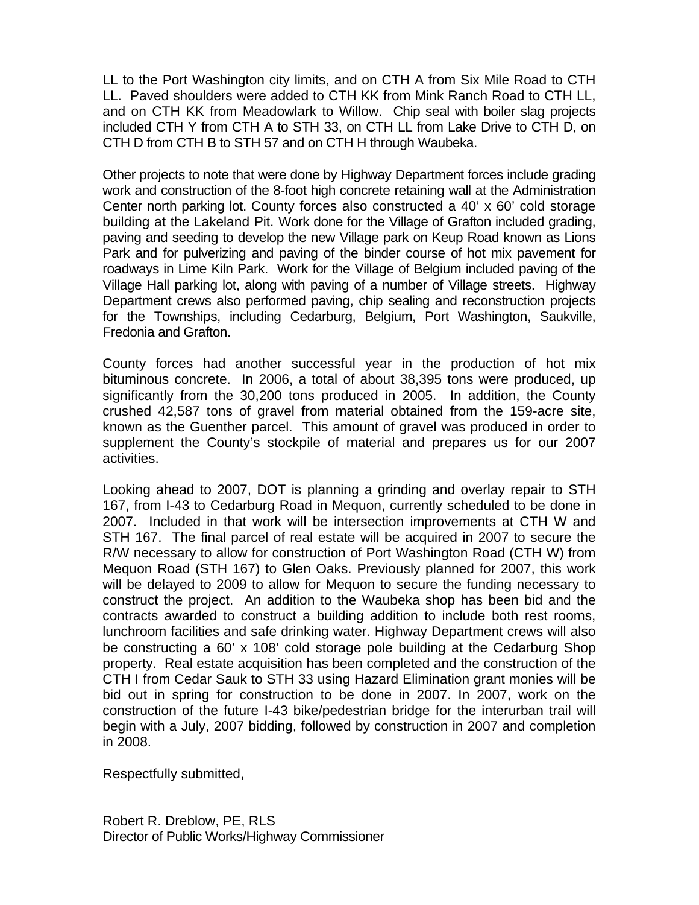LL to the Port Washington city limits, and on CTH A from Six Mile Road to CTH LL. Paved shoulders were added to CTH KK from Mink Ranch Road to CTH LL, and on CTH KK from Meadowlark to Willow. Chip seal with boiler slag projects included CTH Y from CTH A to STH 33, on CTH LL from Lake Drive to CTH D, on CTH D from CTH B to STH 57 and on CTH H through Waubeka.

Other projects to note that were done by Highway Department forces include grading work and construction of the 8-foot high concrete retaining wall at the Administration Center north parking lot. County forces also constructed a 40' x 60' cold storage building at the Lakeland Pit. Work done for the Village of Grafton included grading, paving and seeding to develop the new Village park on Keup Road known as Lions Park and for pulverizing and paving of the binder course of hot mix pavement for roadways in Lime Kiln Park. Work for the Village of Belgium included paving of the Village Hall parking lot, along with paving of a number of Village streets. Highway Department crews also performed paving, chip sealing and reconstruction projects for the Townships, including Cedarburg, Belgium, Port Washington, Saukville, Fredonia and Grafton.

County forces had another successful year in the production of hot mix bituminous concrete. In 2006, a total of about 38,395 tons were produced, up significantly from the 30,200 tons produced in 2005. In addition, the County crushed 42,587 tons of gravel from material obtained from the 159-acre site, known as the Guenther parcel. This amount of gravel was produced in order to supplement the County's stockpile of material and prepares us for our 2007 activities.

Looking ahead to 2007, DOT is planning a grinding and overlay repair to STH 167, from I-43 to Cedarburg Road in Mequon, currently scheduled to be done in 2007. Included in that work will be intersection improvements at CTH W and STH 167. The final parcel of real estate will be acquired in 2007 to secure the R/W necessary to allow for construction of Port Washington Road (CTH W) from Mequon Road (STH 167) to Glen Oaks. Previously planned for 2007, this work will be delayed to 2009 to allow for Mequon to secure the funding necessary to construct the project. An addition to the Waubeka shop has been bid and the contracts awarded to construct a building addition to include both rest rooms, lunchroom facilities and safe drinking water. Highway Department crews will also be constructing a 60' x 108' cold storage pole building at the Cedarburg Shop property. Real estate acquisition has been completed and the construction of the CTH I from Cedar Sauk to STH 33 using Hazard Elimination grant monies will be bid out in spring for construction to be done in 2007. In 2007, work on the construction of the future I-43 bike/pedestrian bridge for the interurban trail will begin with a July, 2007 bidding, followed by construction in 2007 and completion in 2008.

Respectfully submitted,

Robert R. Dreblow, PE, RLS
Director of Public Works/Highway Commissioner